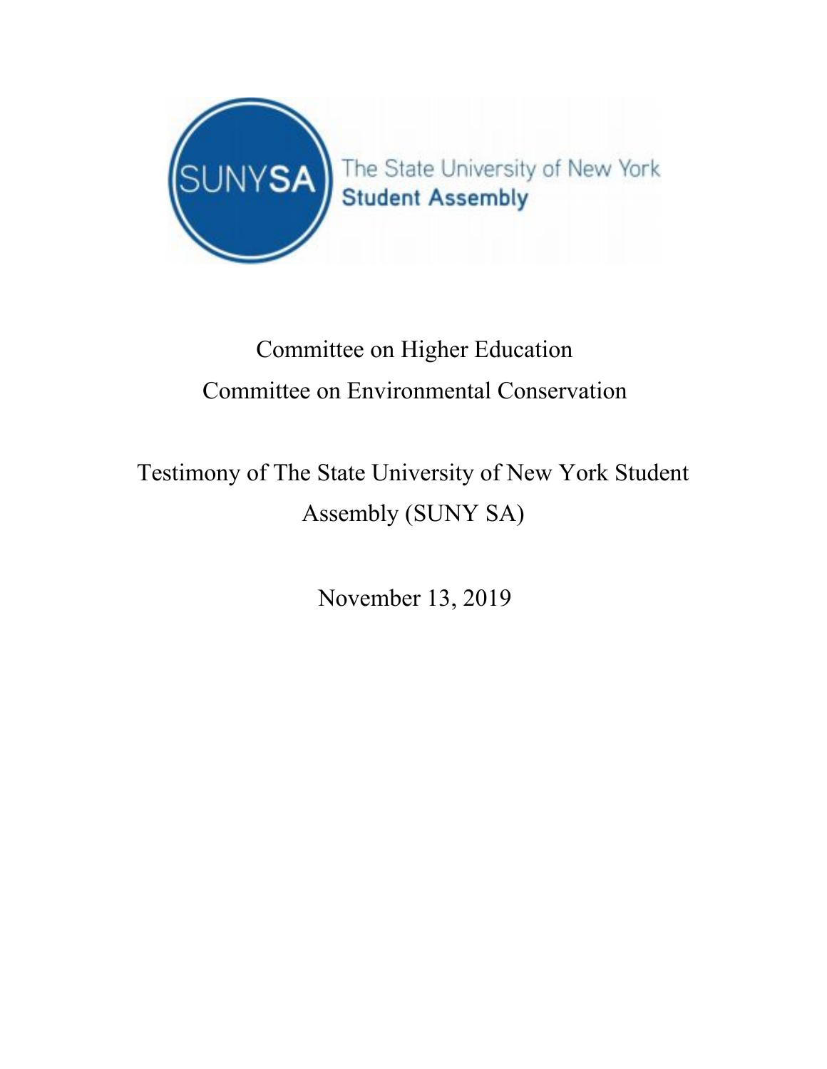SUNYSA The State University of New York Student Assembly

Committee on Higher Education

Committee on Environmental Conservation

Testimony of The State University of New York Student Assembly (SUNY SA)

November 13, 2019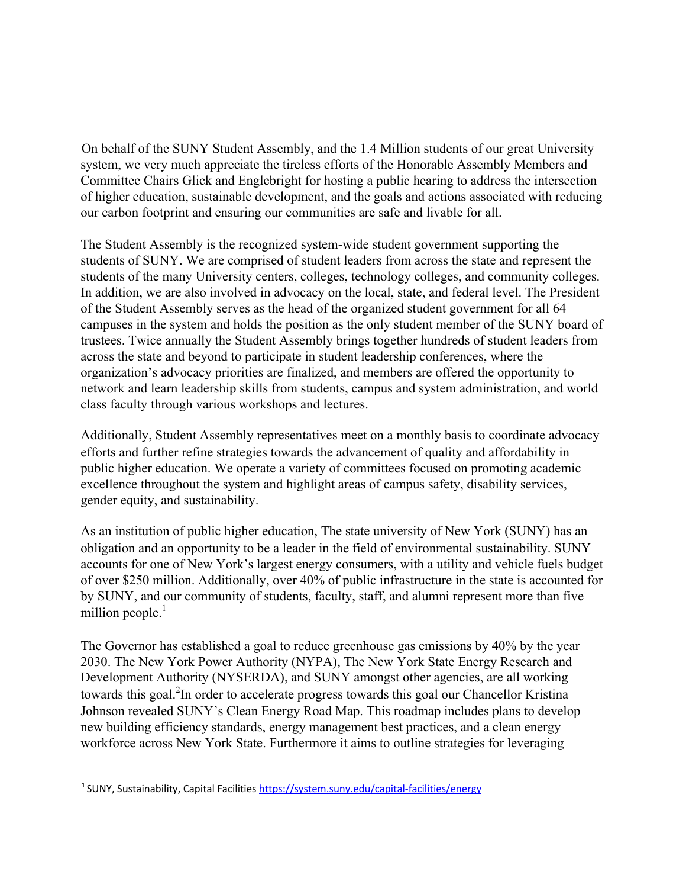On behalf of the SUNY Student Assembly, and the 1.4 Million students of our great University system, we very much appreciate the tireless efforts of the Honorable Assembly Members and Committee Chairs Glick and Englebright for hosting a public hearing to address the intersection of higher education, sustainable development, and the goals and actions associated with reducing our carbon footprint and ensuring our communities are safe and livable for all.

The Student Assembly is the recognized system-wide student government supporting the students of SUNY. We are comprised of student leaders from across the state and represent the students of the many University centers, colleges, technology colleges, and community colleges. In addition, we are also involved in advocacy on the local, state, and federal level. The President of the Student Assembly serves as the head of the organized student government for all 64 campuses in the system and holds the position as the only student member of the SUNY board of trustees. Twice annually the Student Assembly brings together hundreds of student leaders from across the state and beyond to participate in student leadership conferences, where the organization's advocacy priorities are finalized, and members are offered the opportunity to network and learn leadership skills from students, campus and system administration, and world class faculty through various workshops and lectures.

Additionally, Student Assembly representatives meet on a monthly basis to coordinate advocacy efforts and further refine strategies towards the advancement of quality and affordability in public higher education. We operate a variety of committees focused on promoting academic excellence throughout the system and highlight areas of campus safety, disability services, gender equity, and sustainability.

As an institution of public higher education, The state university of New York (SUNY) has an obligation and an opportunity to be a leader in the field of environmental sustainability. SUNY accounts for one of New York's largest energy consumers, with a utility and vehicle fuels budget of over $250 million. Additionally, over 40% of public infrastructure in the state is accounted for by SUNY, and our community of students, faculty, staff, and alumni represent more than five million people.[1]

The Governor has established a goal to reduce greenhouse gas emissions by 40% by the year 2030. The New York Power Authority (NYPA), The New York State Energy Research and Development Authority (NYSERDA), and SUNY amongst other agencies, are all working towards this goal.[2]In order to accelerate progress towards this goal our Chancellor Kristina Johnson revealed SUNY's Clean Energy Road Map. This roadmap includes plans to develop new building efficiency standards, energy management best practices, and a clean energy workforce across New York State. Furthermore it aims to outline strategies for leveraging

[1] SUNY, Sustainability, Capital Facilities https://system.suny.edu/capital-facilities/energy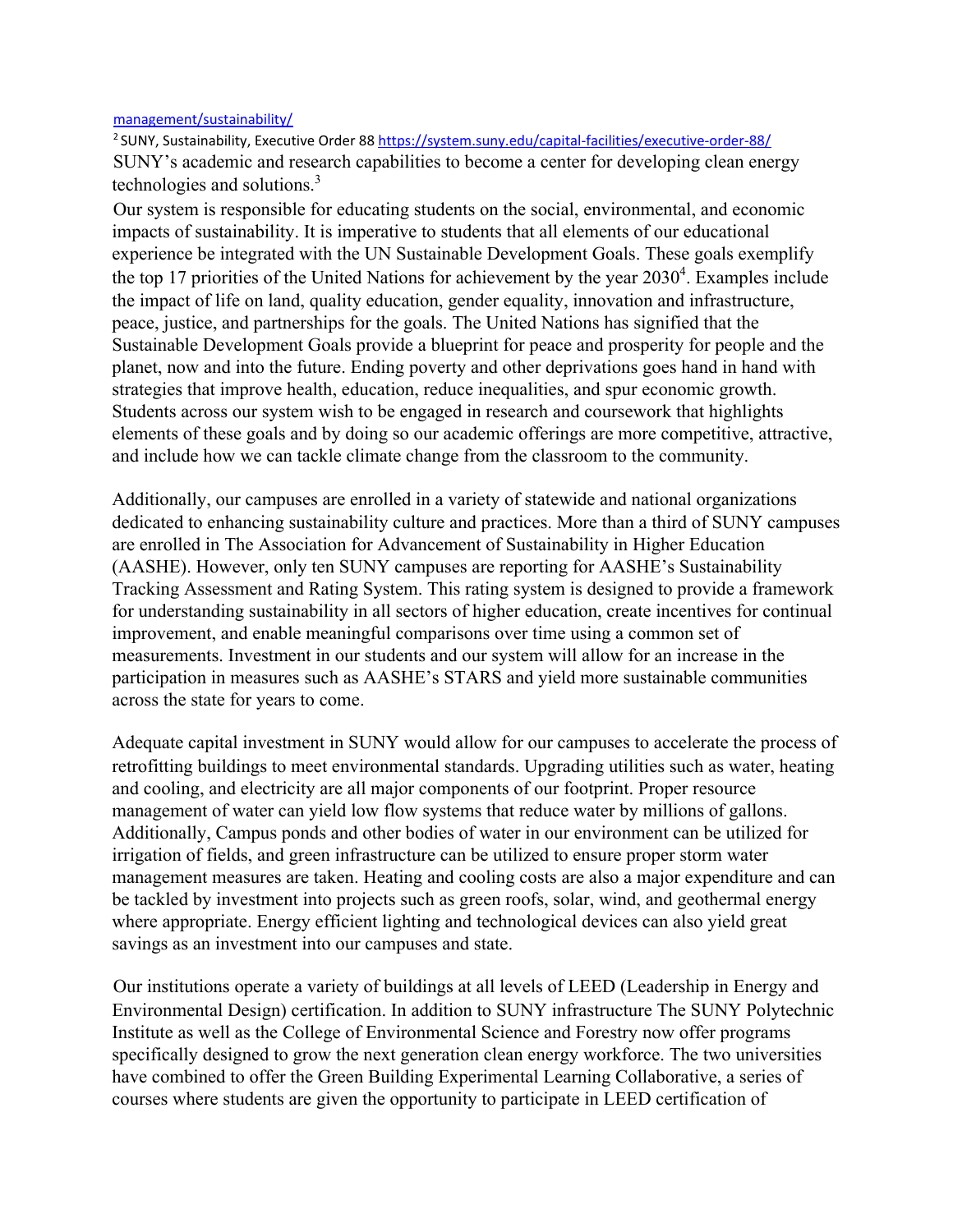management/sustainability/

[2] SUNY, Sustainability, Executive Order 88 https://system.suny.edu/capital-facilities/executive-order-88/

SUNY's academic and research capabilities to become a center for developing clean energy technologies and solutions.[3]

Our system is responsible for educating students on the social, environmental, and economic impacts of sustainability. It is imperative to students that all elements of our educational experience be integrated with the UN Sustainable Development Goals. These goals exemplify the top 17 priorities of the United Nations for achievement by the year 2030[4]. Examples include the impact of life on land, quality education, gender equality, innovation and infrastructure, peace, justice, and partnerships for the goals. The United Nations has signified that the Sustainable Development Goals provide a blueprint for peace and prosperity for people and the planet, now and into the future. Ending poverty and other deprivations goes hand in hand with strategies that improve health, education, reduce inequalities, and spur economic growth. Students across our system wish to be engaged in research and coursework that highlights elements of these goals and by doing so our academic offerings are more competitive, attractive, and include how we can tackle climate change from the classroom to the community.

Additionally, our campuses are enrolled in a variety of statewide and national organizations dedicated to enhancing sustainability culture and practices. More than a third of SUNY campuses are enrolled in The Association for Advancement of Sustainability in Higher Education (AASHE). However, only ten SUNY campuses are reporting for AASHE's Sustainability Tracking Assessment and Rating System. This rating system is designed to provide a framework for understanding sustainability in all sectors of higher education, create incentives for continual improvement, and enable meaningful comparisons over time using a common set of measurements. Investment in our students and our system will allow for an increase in the participation in measures such as AASHE's STARS and yield more sustainable communities across the state for years to come.

Adequate capital investment in SUNY would allow for our campuses to accelerate the process of retrofitting buildings to meet environmental standards. Upgrading utilities such as water, heating and cooling, and electricity are all major components of our footprint. Proper resource management of water can yield low flow systems that reduce water by millions of gallons. Additionally, Campus ponds and other bodies of water in our environment can be utilized for irrigation of fields, and green infrastructure can be utilized to ensure proper storm water management measures are taken. Heating and cooling costs are also a major expenditure and can be tackled by investment into projects such as green roofs, solar, wind, and geothermal energy where appropriate. Energy efficient lighting and technological devices can also yield great savings as an investment into our campuses and state.

Our institutions operate a variety of buildings at all levels of LEED (Leadership in Energy and Environmental Design) certification. In addition to SUNY infrastructure The SUNY Polytechnic Institute as well as the College of Environmental Science and Forestry now offer programs specifically designed to grow the next generation clean energy workforce. The two universities have combined to offer the Green Building Experimental Learning Collaborative, a series of courses where students are given the opportunity to participate in LEED certification of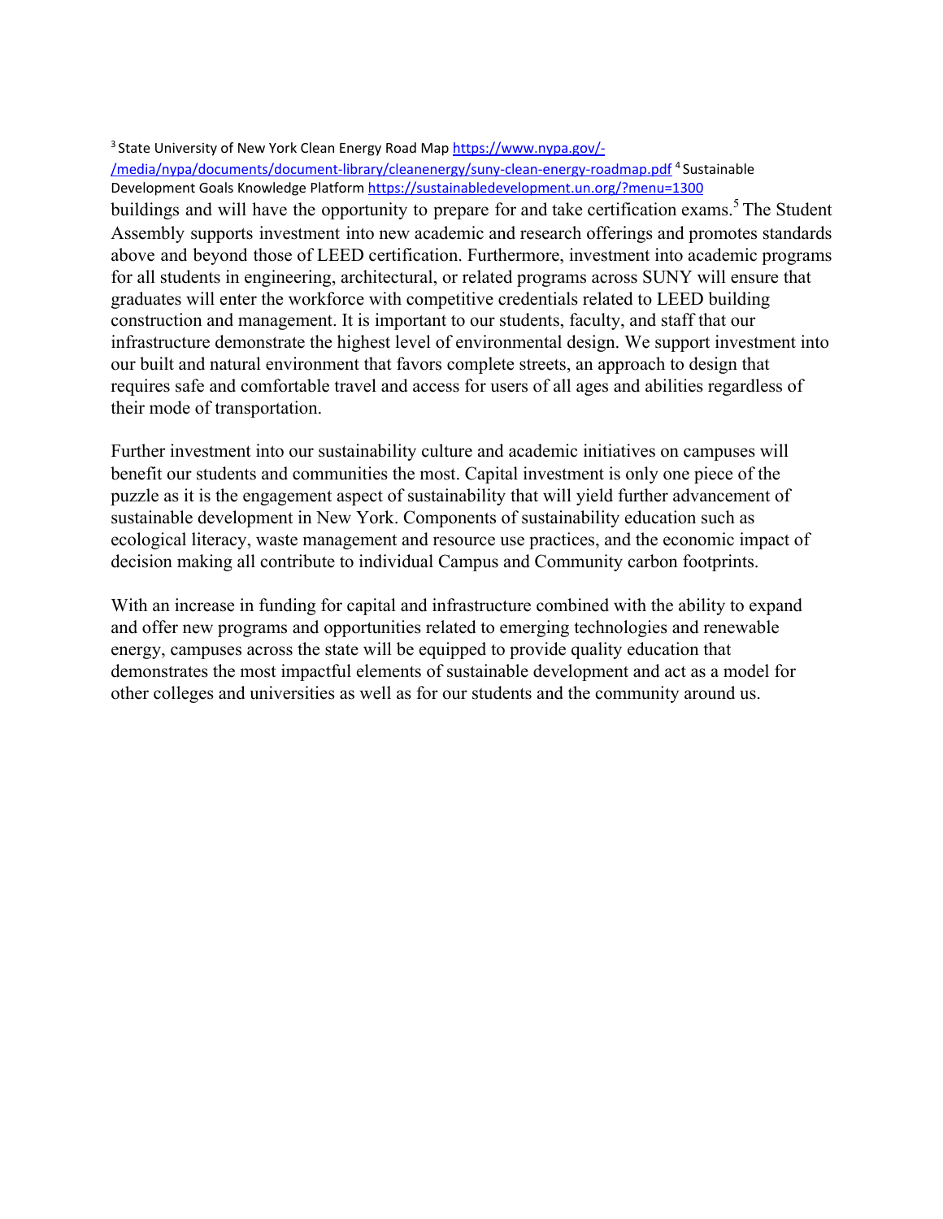[3] State University of New York Clean Energy Road Map https://www.nypa.gov/-/media/nypa/documents/document-library/cleanenergy/suny-clean-energy-roadmap.pdf [4] Sustainable Development Goals Knowledge Platform https://sustainabledevelopment.un.org/?menu=1300

buildings and will have the opportunity to prepare for and take certification exams.[5] The Student Assembly supports investment into new academic and research offerings and promotes standards above and beyond those of LEED certification. Furthermore, investment into academic programs for all students in engineering, architectural, or related programs across SUNY will ensure that graduates will enter the workforce with competitive credentials related to LEED building construction and management. It is important to our students, faculty, and staff that our infrastructure demonstrate the highest level of environmental design. We support investment into our built and natural environment that favors complete streets, an approach to design that requires safe and comfortable travel and access for users of all ages and abilities regardless of their mode of transportation.

Further investment into our sustainability culture and academic initiatives on campuses will benefit our students and communities the most. Capital investment is only one piece of the puzzle as it is the engagement aspect of sustainability that will yield further advancement of sustainable development in New York. Components of sustainability education such as ecological literacy, waste management and resource use practices, and the economic impact of decision making all contribute to individual Campus and Community carbon footprints.

With an increase in funding for capital and infrastructure combined with the ability to expand and offer new programs and opportunities related to emerging technologies and renewable energy, campuses across the state will be equipped to provide quality education that demonstrates the most impactful elements of sustainable development and act as a model for other colleges and universities as well as for our students and the community around us.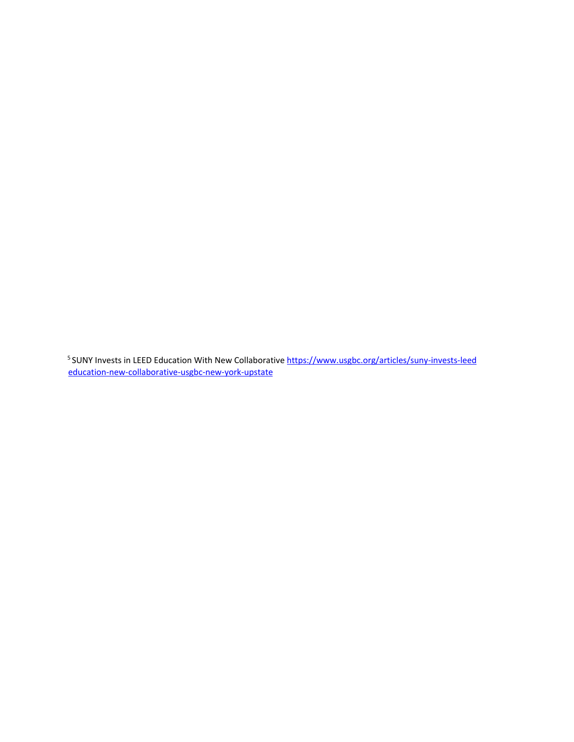[5] SUNY Invests in LEED Education With New Collaborative https://www.usgbc.org/articles/suny-invests-leed education-new-collaborative-usgbc-new-york-upstate